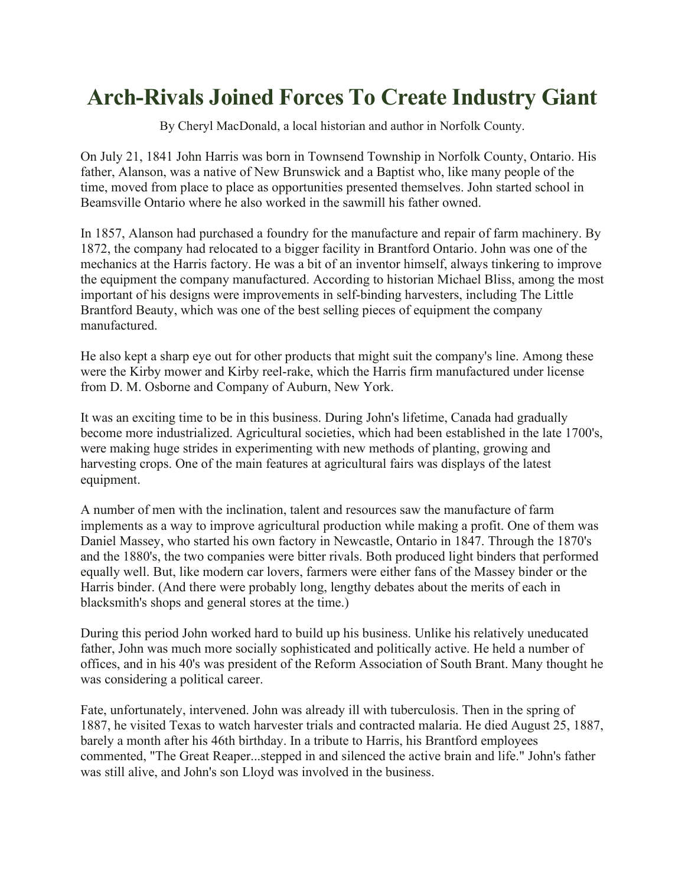# Arch-Rivals Joined Forces To Create Industry Giant

By Cheryl MacDonald, a local historian and author in Norfolk County.

On July 21, 1841 John Harris was born in Townsend Township in Norfolk County, Ontario. His father, Alanson, was a native of New Brunswick and a Baptist who, like many people of the time, moved from place to place as opportunities presented themselves. John started school in Beamsville Ontario where he also worked in the sawmill his father owned.

In 1857, Alanson had purchased a foundry for the manufacture and repair of farm machinery. By 1872, the company had relocated to a bigger facility in Brantford Ontario. John was one of the mechanics at the Harris factory. He was a bit of an inventor himself, always tinkering to improve the equipment the company manufactured. According to historian Michael Bliss, among the most important of his designs were improvements in self-binding harvesters, including The Little Brantford Beauty, which was one of the best selling pieces of equipment the company manufactured.

He also kept a sharp eye out for other products that might suit the company's line. Among these were the Kirby mower and Kirby reel-rake, which the Harris firm manufactured under license from D. M. Osborne and Company of Auburn, New York.

It was an exciting time to be in this business. During John's lifetime, Canada had gradually become more industrialized. Agricultural societies, which had been established in the late 1700's, were making huge strides in experimenting with new methods of planting, growing and harvesting crops. One of the main features at agricultural fairs was displays of the latest equipment.

A number of men with the inclination, talent and resources saw the manufacture of farm implements as a way to improve agricultural production while making a profit. One of them was Daniel Massey, who started his own factory in Newcastle, Ontario in 1847. Through the 1870's and the 1880's, the two companies were bitter rivals. Both produced light binders that performed equally well. But, like modern car lovers, farmers were either fans of the Massey binder or the Harris binder. (And there were probably long, lengthy debates about the merits of each in blacksmith's shops and general stores at the time.)

During this period John worked hard to build up his business. Unlike his relatively uneducated father, John was much more socially sophisticated and politically active. He held a number of offices, and in his 40's was president of the Reform Association of South Brant. Many thought he was considering a political career.

Fate, unfortunately, intervened. John was already ill with tuberculosis. Then in the spring of 1887, he visited Texas to watch harvester trials and contracted malaria. He died August 25, 1887, barely a month after his 46th birthday. In a tribute to Harris, his Brantford employees commented, "The Great Reaper...stepped in and silenced the active brain and life." John's father was still alive, and John's son Lloyd was involved in the business.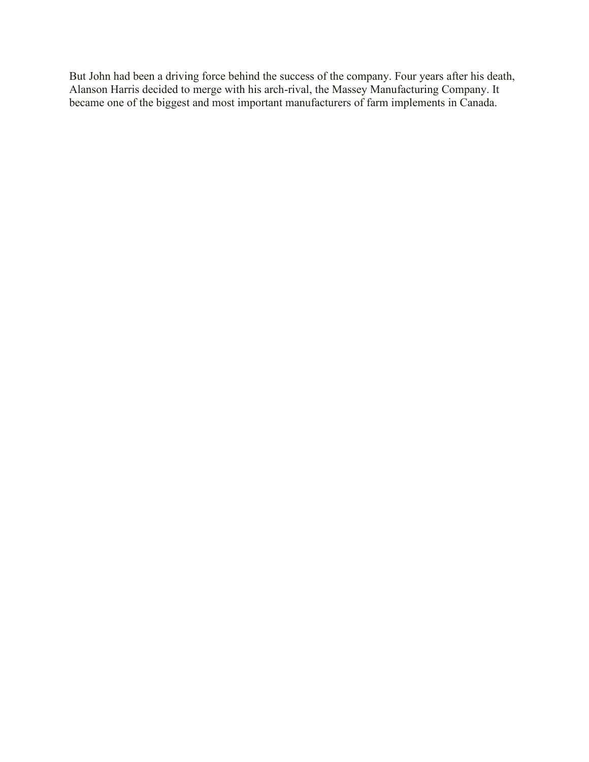But John had been a driving force behind the success of the company. Four years after his death, Alanson Harris decided to merge with his arch-rival, the Massey Manufacturing Company. It became one of the biggest and most important manufacturers of farm implements in Canada.